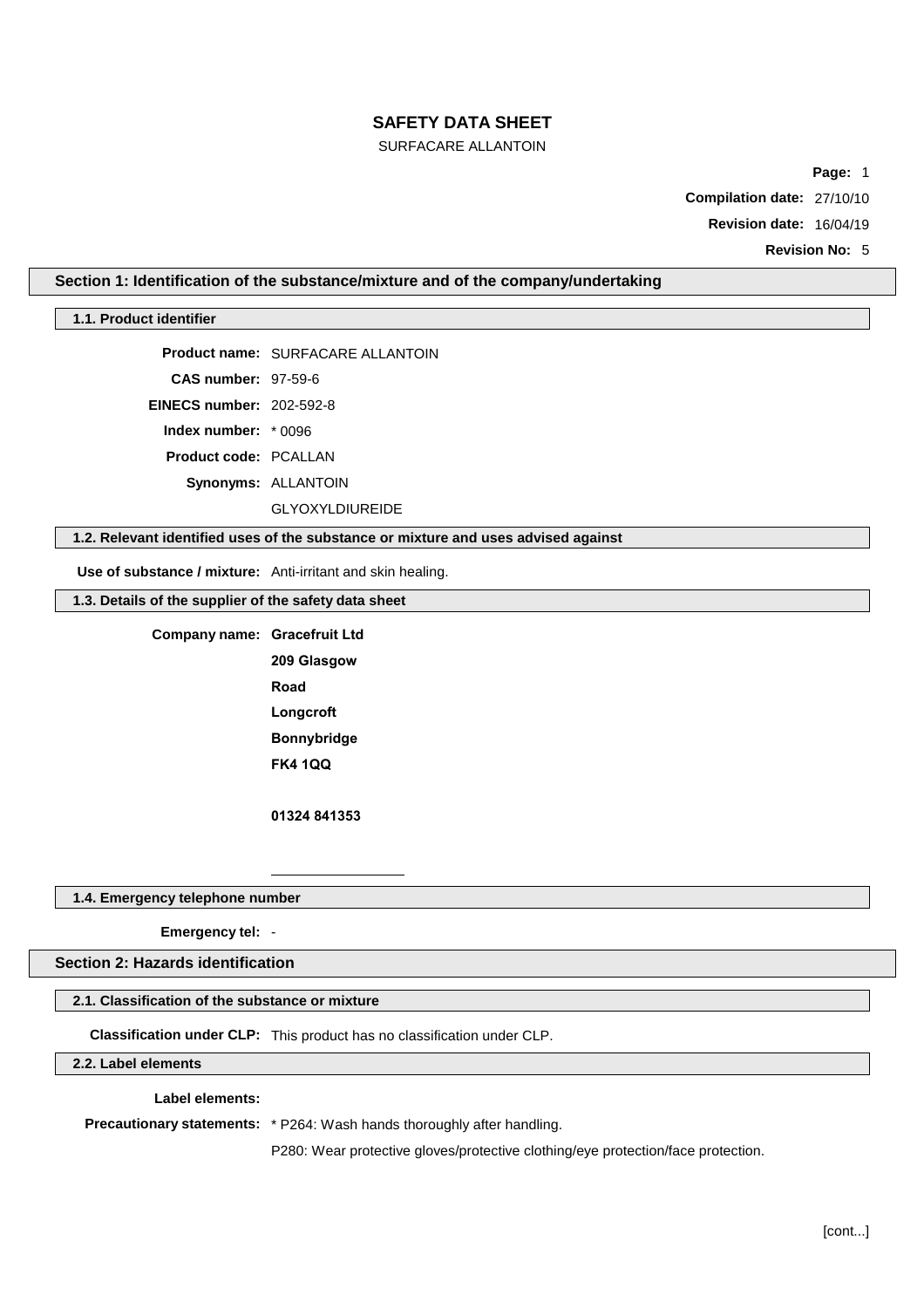# SAFETY DATA SHEET

SURFACARE ALLANTOIN

**Compilation date:** 27/10/10

**Revision date:** 16/04/19

**Revision No:** 5

## Section 1: Identification of the substance/mixture and of the company/undertaking

### 1.1. Product identifier

**Product name:** SURFACARE ALLANTOIN

**CAS number:** 97-59-6

**EINECS number:** 202-592-8

**Index number:** * 0096

**Product code:** PCALLAN

**Synonyms:** ALLANTOIN

GLYOXYLDIUREIDE

### 1.2. Relevant identified uses of the substance or mixture and uses advised against

**Use of substance / mixture:** Anti-irritant and skin healing.

### 1.3. Details of the supplier of the safety data sheet

**Company name:** **Gracefruit Ltd**

**209 Glasgow**

**Road**

**Longcroft**

**Bonnybridge**

**FK4 1QQ**

**01324 841353**

### 1.4. Emergency telephone number

**Emergency tel:** -

## Section 2: Hazards identification

### 2.1. Classification of the substance or mixture

**Classification under CLP:** This product has no classification under CLP.

### 2.2. Label elements

**Label elements:**

**Precautionary statements:** * P264: Wash hands thoroughly after handling.

P280: Wear protective gloves/protective clothing/eye protection/face protection.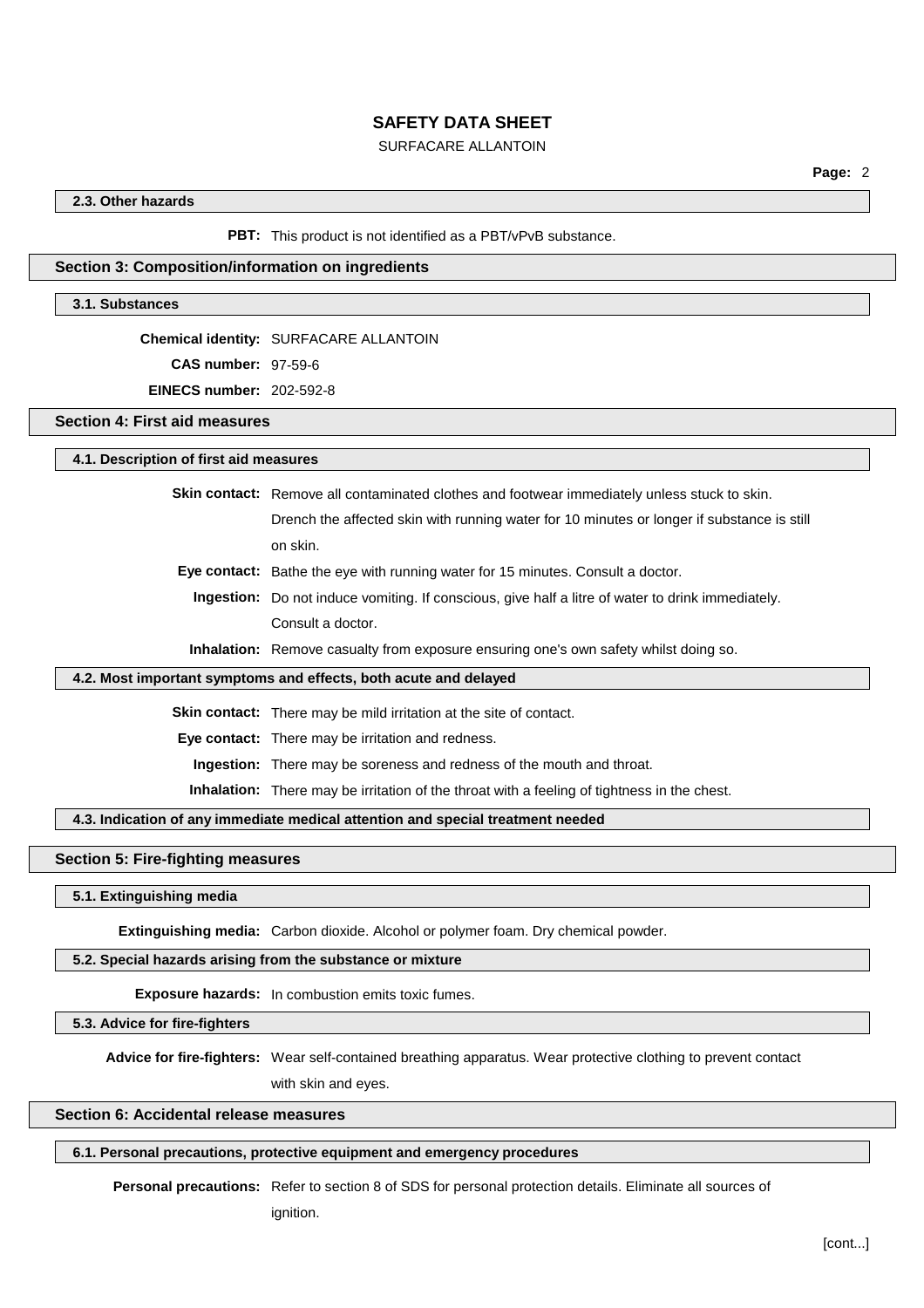### 2.3. Other hazards

**PBT:** This product is not identified as a PBT/vPvB substance.

## Section 3: Composition/information on ingredients

### 3.1. Substances

**Chemical identity:** SURFACARE ALLANTOIN

**CAS number:** 97-59-6

**EINECS number:** 202-592-8

## Section 4: First aid measures

### 4.1. Description of first aid measures

**Skin contact:** Remove all contaminated clothes and footwear immediately unless stuck to skin. Drench the affected skin with running water for 10 minutes or longer if substance is still on skin.

**Eye contact:** Bathe the eye with running water for 15 minutes. Consult a doctor.

**Ingestion:** Do not induce vomiting. If conscious, give half a litre of water to drink immediately. Consult a doctor.

**Inhalation:** Remove casualty from exposure ensuring one's own safety whilst doing so.

### 4.2. Most important symptoms and effects, both acute and delayed

**Skin contact:** There may be mild irritation at the site of contact.

**Eye contact:** There may be irritation and redness.

**Ingestion:** There may be soreness and redness of the mouth and throat.

**Inhalation:** There may be irritation of the throat with a feeling of tightness in the chest.

### 4.3. Indication of any immediate medical attention and special treatment needed

## Section 5: Fire-fighting measures

### 5.1. Extinguishing media

**Extinguishing media:** Carbon dioxide. Alcohol or polymer foam. Dry chemical powder.

### 5.2. Special hazards arising from the substance or mixture

**Exposure hazards:** In combustion emits toxic fumes.

### 5.3. Advice for fire-fighters

**Advice for fire-fighters:** Wear self-contained breathing apparatus. Wear protective clothing to prevent contact with skin and eyes.

## Section 6: Accidental release measures

### 6.1. Personal precautions, protective equipment and emergency procedures

**Personal precautions:** Refer to section 8 of SDS for personal protection details. Eliminate all sources of ignition.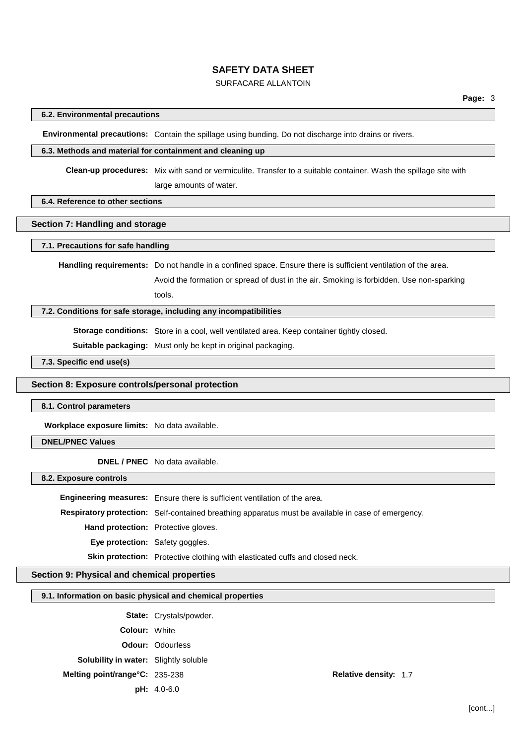### 6.2. Environmental precautions

**Environmental precautions:** Contain the spillage using bunding. Do not discharge into drains or rivers.

### 6.3. Methods and material for containment and cleaning up

**Clean-up procedures:** Mix with sand or vermiculite. Transfer to a suitable container. Wash the spillage site with large amounts of water.

### 6.4. Reference to other sections

## Section 7: Handling and storage

### 7.1. Precautions for safe handling

**Handling requirements:** Do not handle in a confined space. Ensure there is sufficient ventilation of the area. Avoid the formation or spread of dust in the air. Smoking is forbidden. Use non-sparking tools.

### 7.2. Conditions for safe storage, including any incompatibilities

**Storage conditions:** Store in a cool, well ventilated area. Keep container tightly closed.

**Suitable packaging:** Must only be kept in original packaging.

### 7.3. Specific end use(s)

## Section 8: Exposure controls/personal protection

### 8.1. Control parameters

**Workplace exposure limits:** No data available.

### DNEL/PNEC Values

**DNEL / PNEC** No data available.

### 8.2. Exposure controls

**Engineering measures:** Ensure there is sufficient ventilation of the area.

**Respiratory protection:** Self-contained breathing apparatus must be available in case of emergency.

**Hand protection:** Protective gloves.

**Eye protection:** Safety goggles.

**Skin protection:** Protective clothing with elasticated cuffs and closed neck.

## Section 9: Physical and chemical properties

### 9.1. Information on basic physical and chemical properties

**State:** Crystals/powder.

**Colour:** White

**Odour:** Odourless

**Solubility in water:** Slightly soluble

**Melting point/range°C:** 235-238

**Relative density:** 1.7

**pH:** 4.0-6.0

[cont...]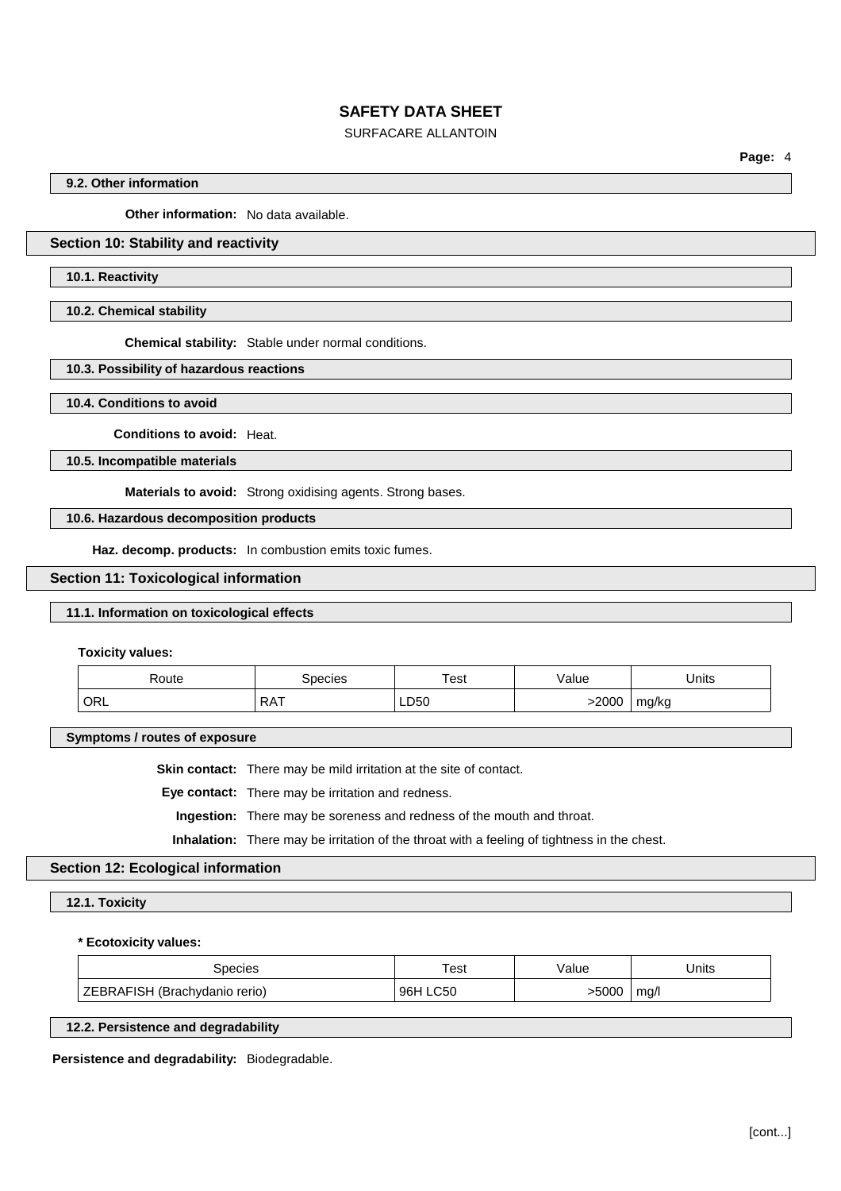### 9.2. Other information

**Other information:** No data available.

## Section 10: Stability and reactivity

### 10.1. Reactivity

### 10.2. Chemical stability

**Chemical stability:** Stable under normal conditions.

### 10.3. Possibility of hazardous reactions

### 10.4. Conditions to avoid

**Conditions to avoid:** Heat.

### 10.5. Incompatible materials

**Materials to avoid:** Strong oxidising agents. Strong bases.

### 10.6. Hazardous decomposition products

**Haz. decomp. products:** In combustion emits toxic fumes.

## Section 11: Toxicological information

### 11.1. Information on toxicological effects

**Toxicity values:**

| Route | Species | Test | Value | Units |
|---|---|---|---|---|
| ORL | RAT | LD50 | >2000 | mg/kg |

### Symptoms / routes of exposure

**Skin contact:** There may be mild irritation at the site of contact.

**Eye contact:** There may be irritation and redness.

**Ingestion:** There may be soreness and redness of the mouth and throat.

**Inhalation:** There may be irritation of the throat with a feeling of tightness in the chest.

## Section 12: Ecological information

### 12.1. Toxicity

**\* Ecotoxicity values:**

| Species | Test | Value | Units |
|---|---|---|---|
| ZEBRAFISH (Brachydanio rerio) | 96H LC50 | >5000 | mg/l |

### 12.2. Persistence and degradability

**Persistence and degradability:** Biodegradable.

[cont...]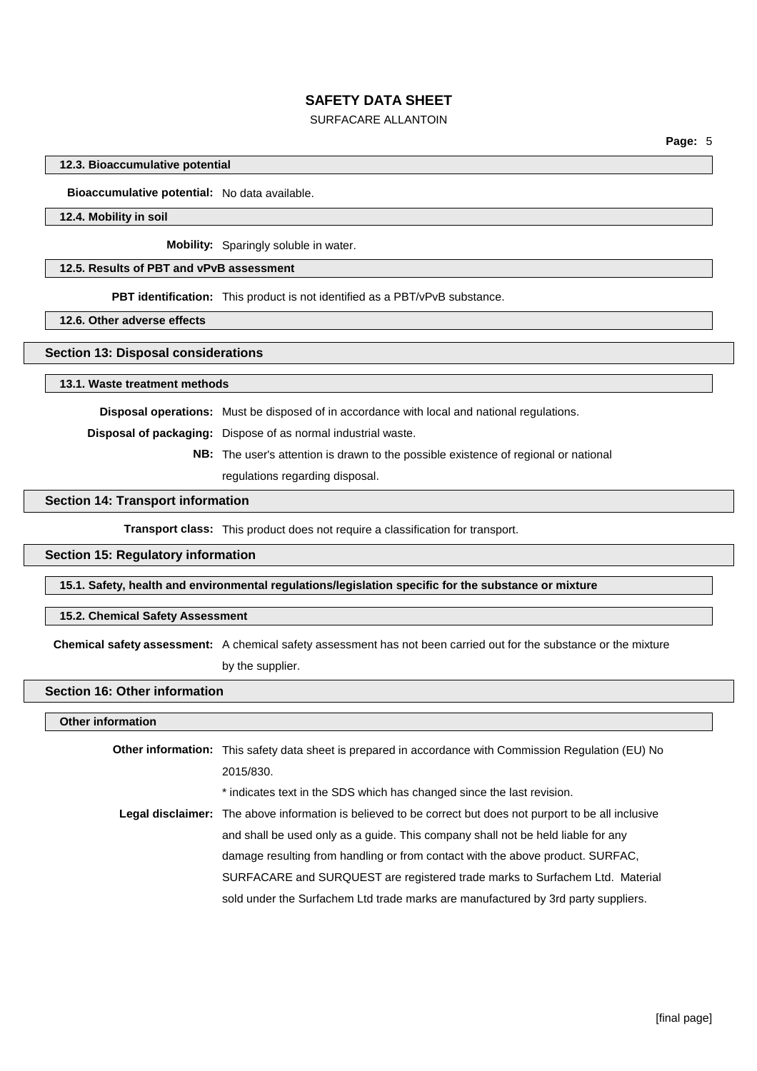### 12.3. Bioaccumulative potential

**Bioaccumulative potential:** No data available.

### 12.4. Mobility in soil

**Mobility:** Sparingly soluble in water.

### 12.5. Results of PBT and vPvB assessment

**PBT identification:** This product is not identified as a PBT/vPvB substance.

### 12.6. Other adverse effects

## Section 13: Disposal considerations

### 13.1. Waste treatment methods

**Disposal operations:** Must be disposed of in accordance with local and national regulations.

**Disposal of packaging:** Dispose of as normal industrial waste.

**NB:** The user's attention is drawn to the possible existence of regional or national regulations regarding disposal.

## Section 14: Transport information

**Transport class:** This product does not require a classification for transport.

## Section 15: Regulatory information

### 15.1. Safety, health and environmental regulations/legislation specific for the substance or mixture

### 15.2. Chemical Safety Assessment

**Chemical safety assessment:** A chemical safety assessment has not been carried out for the substance or the mixture by the supplier.

## Section 16: Other information

### Other information

**Other information:** This safety data sheet is prepared in accordance with Commission Regulation (EU) No 2015/830.

* indicates text in the SDS which has changed since the last revision.

**Legal disclaimer:** The above information is believed to be correct but does not purport to be all inclusive and shall be used only as a guide. This company shall not be held liable for any damage resulting from handling or from contact with the above product. SURFAC, SURFACARE and SURQUEST are registered trade marks to Surfachem Ltd. Material sold under the Surfachem Ltd trade marks are manufactured by 3rd party suppliers.

[final page]